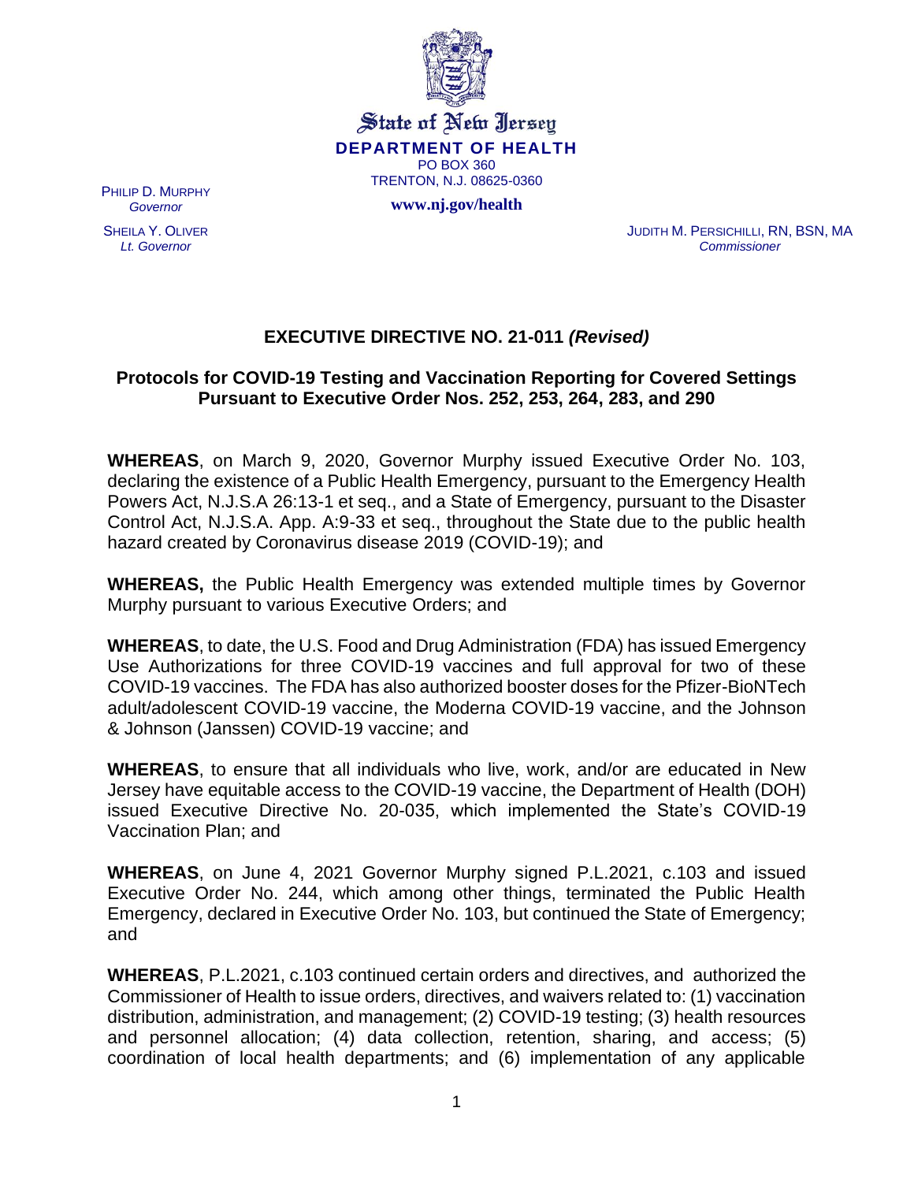State of New Jersey
**DEPARTMENT OF HEALTH**
PO BOX 360
TRENTON, N.J. 08625-0360

**www.nj.gov/health**

PHILIP D. MURPHY
*Governor*

SHEILA Y. OLIVER
*Lt. Governor*

JUDITH M. PERSICHILLI, RN, BSN, MA
*Commissioner*

# EXECUTIVE DIRECTIVE NO. 21-011 *(Revised)*

## Protocols for COVID-19 Testing and Vaccination Reporting for Covered Settings Pursuant to Executive Order Nos. 252, 253, 264, 283, and 290

**WHEREAS**, on March 9, 2020, Governor Murphy issued Executive Order No. 103, declaring the existence of a Public Health Emergency, pursuant to the Emergency Health Powers Act, N.J.S.A 26:13-1 et seq., and a State of Emergency, pursuant to the Disaster Control Act, N.J.S.A. App. A:9-33 et seq., throughout the State due to the public health hazard created by Coronavirus disease 2019 (COVID-19); and

**WHEREAS,** the Public Health Emergency was extended multiple times by Governor Murphy pursuant to various Executive Orders; and

**WHEREAS**, to date, the U.S. Food and Drug Administration (FDA) has issued Emergency Use Authorizations for three COVID-19 vaccines and full approval for two of these COVID-19 vaccines. The FDA has also authorized booster doses for the Pfizer-BioNTech adult/adolescent COVID-19 vaccine, the Moderna COVID-19 vaccine, and the Johnson & Johnson (Janssen) COVID-19 vaccine; and

**WHEREAS**, to ensure that all individuals who live, work, and/or are educated in New Jersey have equitable access to the COVID-19 vaccine, the Department of Health (DOH) issued Executive Directive No. 20-035, which implemented the State's COVID-19 Vaccination Plan; and

**WHEREAS**, on June 4, 2021 Governor Murphy signed P.L.2021, c.103 and issued Executive Order No. 244, which among other things, terminated the Public Health Emergency, declared in Executive Order No. 103, but continued the State of Emergency; and

**WHEREAS**, P.L.2021, c.103 continued certain orders and directives, and authorized the Commissioner of Health to issue orders, directives, and waivers related to: (1) vaccination distribution, administration, and management; (2) COVID-19 testing; (3) health resources and personnel allocation; (4) data collection, retention, sharing, and access; (5) coordination of local health departments; and (6) implementation of any applicable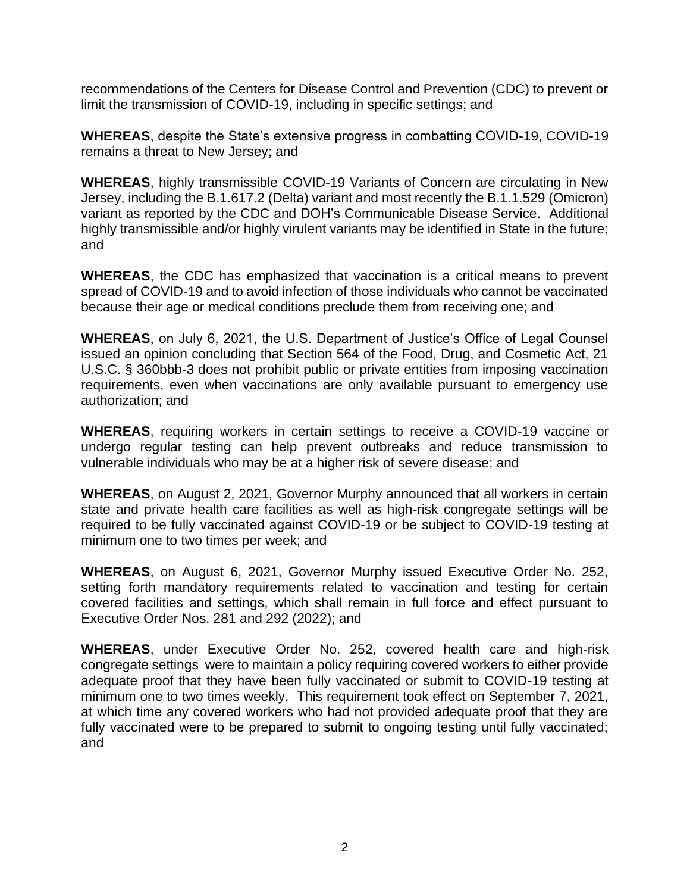recommendations of the Centers for Disease Control and Prevention (CDC) to prevent or limit the transmission of COVID-19, including in specific settings; and

**WHEREAS**, despite the State's extensive progress in combatting COVID-19, COVID-19 remains a threat to New Jersey; and

**WHEREAS**, highly transmissible COVID-19 Variants of Concern are circulating in New Jersey, including the B.1.617.2 (Delta) variant and most recently the B.1.1.529 (Omicron) variant as reported by the CDC and DOH's Communicable Disease Service. Additional highly transmissible and/or highly virulent variants may be identified in State in the future; and

**WHEREAS**, the CDC has emphasized that vaccination is a critical means to prevent spread of COVID-19 and to avoid infection of those individuals who cannot be vaccinated because their age or medical conditions preclude them from receiving one; and

**WHEREAS**, on July 6, 2021, the U.S. Department of Justice's Office of Legal Counsel issued an opinion concluding that Section 564 of the Food, Drug, and Cosmetic Act, 21 U.S.C. § 360bbb-3 does not prohibit public or private entities from imposing vaccination requirements, even when vaccinations are only available pursuant to emergency use authorization; and

**WHEREAS**, requiring workers in certain settings to receive a COVID-19 vaccine or undergo regular testing can help prevent outbreaks and reduce transmission to vulnerable individuals who may be at a higher risk of severe disease; and

**WHEREAS**, on August 2, 2021, Governor Murphy announced that all workers in certain state and private health care facilities as well as high-risk congregate settings will be required to be fully vaccinated against COVID-19 or be subject to COVID-19 testing at minimum one to two times per week; and

**WHEREAS**, on August 6, 2021, Governor Murphy issued Executive Order No. 252, setting forth mandatory requirements related to vaccination and testing for certain covered facilities and settings, which shall remain in full force and effect pursuant to Executive Order Nos. 281 and 292 (2022); and

**WHEREAS**, under Executive Order No. 252, covered health care and high-risk congregate settings were to maintain a policy requiring covered workers to either provide adequate proof that they have been fully vaccinated or submit to COVID-19 testing at minimum one to two times weekly. This requirement took effect on September 7, 2021, at which time any covered workers who had not provided adequate proof that they are fully vaccinated were to be prepared to submit to ongoing testing until fully vaccinated; and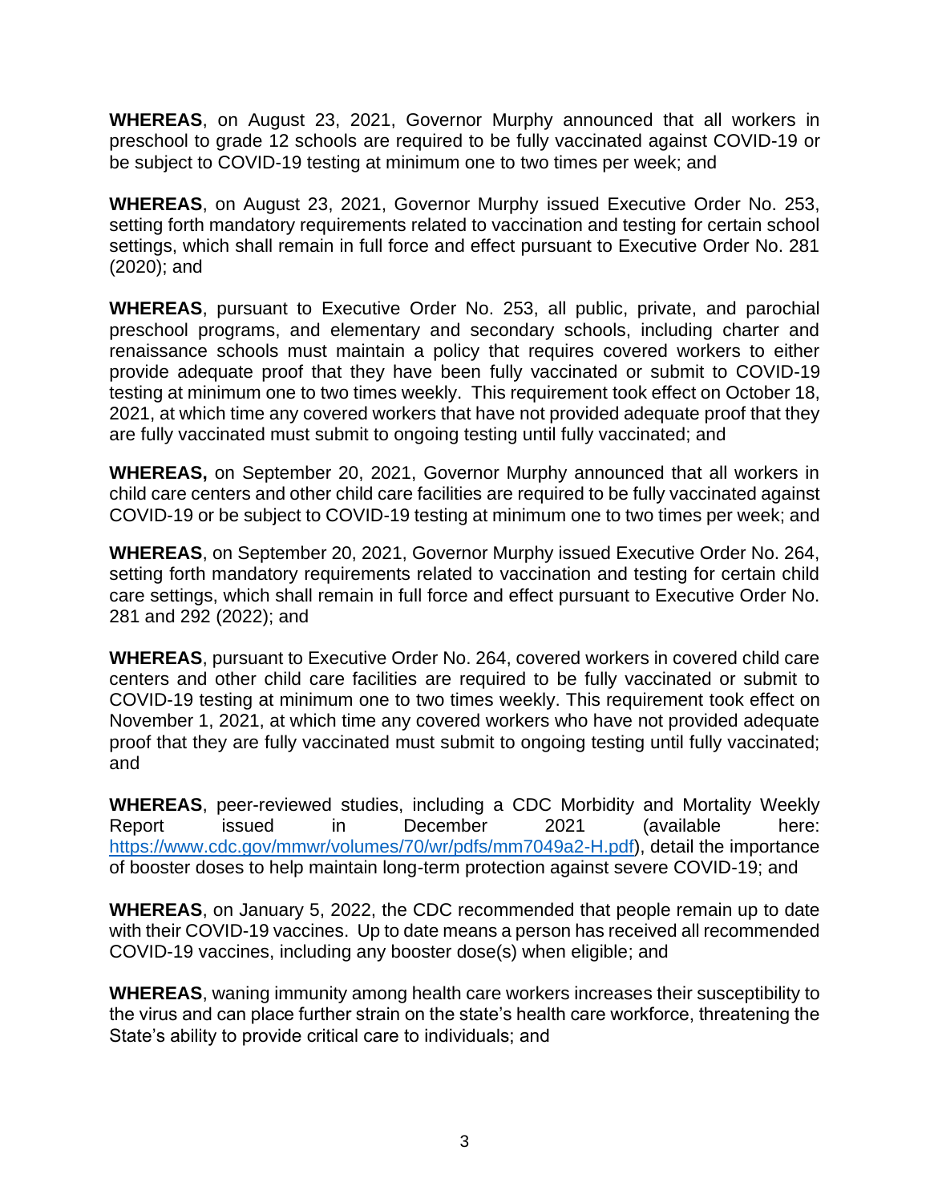**WHEREAS**, on August 23, 2021, Governor Murphy announced that all workers in preschool to grade 12 schools are required to be fully vaccinated against COVID-19 or be subject to COVID-19 testing at minimum one to two times per week; and

**WHEREAS**, on August 23, 2021, Governor Murphy issued Executive Order No. 253, setting forth mandatory requirements related to vaccination and testing for certain school settings, which shall remain in full force and effect pursuant to Executive Order No. 281 (2020); and

**WHEREAS**, pursuant to Executive Order No. 253, all public, private, and parochial preschool programs, and elementary and secondary schools, including charter and renaissance schools must maintain a policy that requires covered workers to either provide adequate proof that they have been fully vaccinated or submit to COVID-19 testing at minimum one to two times weekly. This requirement took effect on October 18, 2021, at which time any covered workers that have not provided adequate proof that they are fully vaccinated must submit to ongoing testing until fully vaccinated; and

**WHEREAS,** on September 20, 2021, Governor Murphy announced that all workers in child care centers and other child care facilities are required to be fully vaccinated against COVID-19 or be subject to COVID-19 testing at minimum one to two times per week; and

**WHEREAS**, on September 20, 2021, Governor Murphy issued Executive Order No. 264, setting forth mandatory requirements related to vaccination and testing for certain child care settings, which shall remain in full force and effect pursuant to Executive Order No. 281 and 292 (2022); and

**WHEREAS**, pursuant to Executive Order No. 264, covered workers in covered child care centers and other child care facilities are required to be fully vaccinated or submit to COVID-19 testing at minimum one to two times weekly. This requirement took effect on November 1, 2021, at which time any covered workers who have not provided adequate proof that they are fully vaccinated must submit to ongoing testing until fully vaccinated; and

**WHEREAS**, peer-reviewed studies, including a CDC Morbidity and Mortality Weekly Report issued in December 2021 (available here: https://www.cdc.gov/mmwr/volumes/70/wr/pdfs/mm7049a2-H.pdf), detail the importance of booster doses to help maintain long-term protection against severe COVID-19; and

**WHEREAS**, on January 5, 2022, the CDC recommended that people remain up to date with their COVID-19 vaccines. Up to date means a person has received all recommended COVID-19 vaccines, including any booster dose(s) when eligible; and

**WHEREAS**, waning immunity among health care workers increases their susceptibility to the virus and can place further strain on the state's health care workforce, threatening the State's ability to provide critical care to individuals; and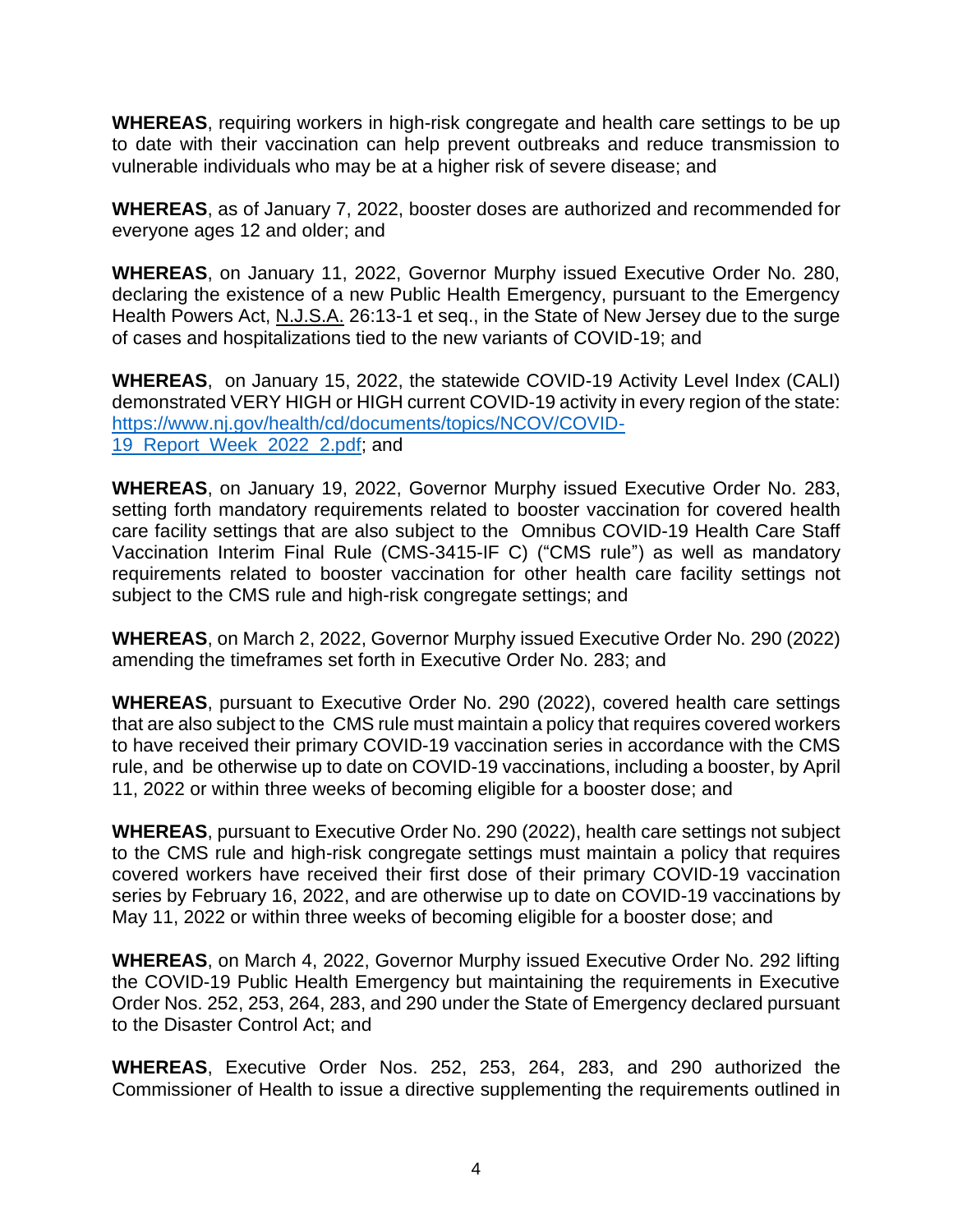**WHEREAS**, requiring workers in high-risk congregate and health care settings to be up to date with their vaccination can help prevent outbreaks and reduce transmission to vulnerable individuals who may be at a higher risk of severe disease; and

**WHEREAS**, as of January 7, 2022, booster doses are authorized and recommended for everyone ages 12 and older; and

**WHEREAS**, on January 11, 2022, Governor Murphy issued Executive Order No. 280, declaring the existence of a new Public Health Emergency, pursuant to the Emergency Health Powers Act, N.J.S.A. 26:13-1 et seq., in the State of New Jersey due to the surge of cases and hospitalizations tied to the new variants of COVID-19; and

**WHEREAS**, on January 15, 2022, the statewide COVID-19 Activity Level Index (CALI) demonstrated VERY HIGH or HIGH current COVID-19 activity in every region of the state: [https://www.nj.gov/health/cd/documents/topics/NCOV/COVID-19_Report_Week_2022_2.pdf](https://www.nj.gov/health/cd/documents/topics/NCOV/COVID-19_Report_Week_2022_2.pdf); and

**WHEREAS**, on January 19, 2022, Governor Murphy issued Executive Order No. 283, setting forth mandatory requirements related to booster vaccination for covered health care facility settings that are also subject to the Omnibus COVID-19 Health Care Staff Vaccination Interim Final Rule (CMS-3415-IF C) ("CMS rule") as well as mandatory requirements related to booster vaccination for other health care facility settings not subject to the CMS rule and high-risk congregate settings; and

**WHEREAS**, on March 2, 2022, Governor Murphy issued Executive Order No. 290 (2022) amending the timeframes set forth in Executive Order No. 283; and

**WHEREAS**, pursuant to Executive Order No. 290 (2022), covered health care settings that are also subject to the CMS rule must maintain a policy that requires covered workers to have received their primary COVID-19 vaccination series in accordance with the CMS rule, and be otherwise up to date on COVID-19 vaccinations, including a booster, by April 11, 2022 or within three weeks of becoming eligible for a booster dose; and

**WHEREAS**, pursuant to Executive Order No. 290 (2022), health care settings not subject to the CMS rule and high-risk congregate settings must maintain a policy that requires covered workers have received their first dose of their primary COVID-19 vaccination series by February 16, 2022, and are otherwise up to date on COVID-19 vaccinations by May 11, 2022 or within three weeks of becoming eligible for a booster dose; and

**WHEREAS**, on March 4, 2022, Governor Murphy issued Executive Order No. 292 lifting the COVID-19 Public Health Emergency but maintaining the requirements in Executive Order Nos. 252, 253, 264, 283, and 290 under the State of Emergency declared pursuant to the Disaster Control Act; and

**WHEREAS**, Executive Order Nos. 252, 253, 264, 283, and 290 authorized the Commissioner of Health to issue a directive supplementing the requirements outlined in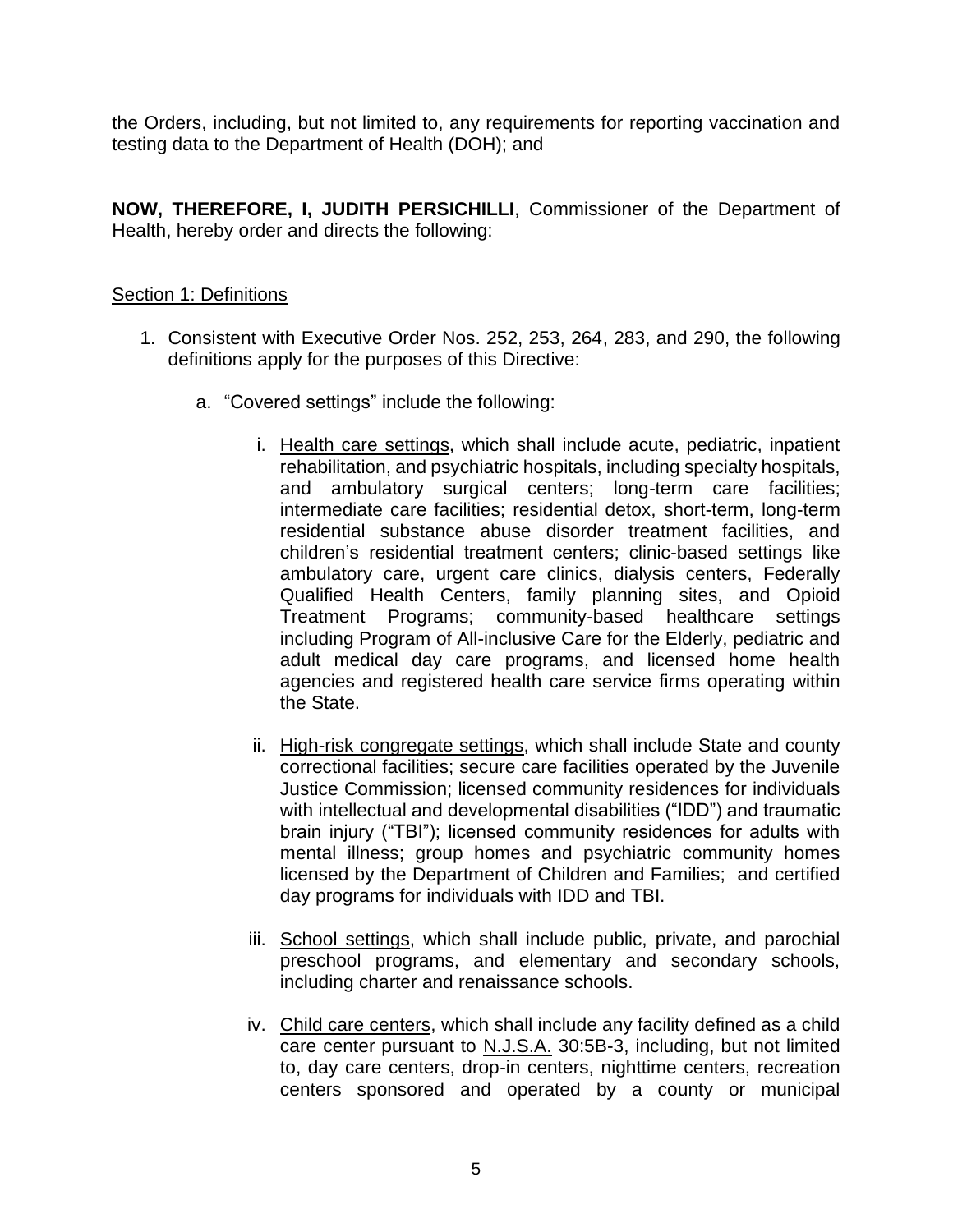the Orders, including, but not limited to, any requirements for reporting vaccination and testing data to the Department of Health (DOH); and

**NOW, THEREFORE, I, JUDITH PERSICHILLI**, Commissioner of the Department of Health, hereby order and directs the following:

<u>Section 1: Definitions</u>

1. Consistent with Executive Order Nos. 252, 253, 264, 283, and 290, the following definitions apply for the purposes of this Directive:

    a. "Covered settings" include the following:

        i. <u>Health care settings</u>, which shall include acute, pediatric, inpatient rehabilitation, and psychiatric hospitals, including specialty hospitals, and ambulatory surgical centers; long-term care facilities; intermediate care facilities; residential detox, short-term, long-term residential substance abuse disorder treatment facilities, and children's residential treatment centers; clinic-based settings like ambulatory care, urgent care clinics, dialysis centers, Federally Qualified Health Centers, family planning sites, and Opioid Treatment Programs; community-based healthcare settings including Program of All-inclusive Care for the Elderly, pediatric and adult medical day care programs, and licensed home health agencies and registered health care service firms operating within the State.

        ii. <u>High-risk congregate settings</u>, which shall include State and county correctional facilities; secure care facilities operated by the Juvenile Justice Commission; licensed community residences for individuals with intellectual and developmental disabilities ("IDD") and traumatic brain injury ("TBI"); licensed community residences for adults with mental illness; group homes and psychiatric community homes licensed by the Department of Children and Families; and certified day programs for individuals with IDD and TBI.

        iii. <u>School settings</u>, which shall include public, private, and parochial preschool programs, and elementary and secondary schools, including charter and renaissance schools.

        iv. <u>Child care centers</u>, which shall include any facility defined as a child care center pursuant to <u>N.J.S.A.</u> 30:5B-3, including, but not limited to, day care centers, drop-in centers, nighttime centers, recreation centers sponsored and operated by a county or municipal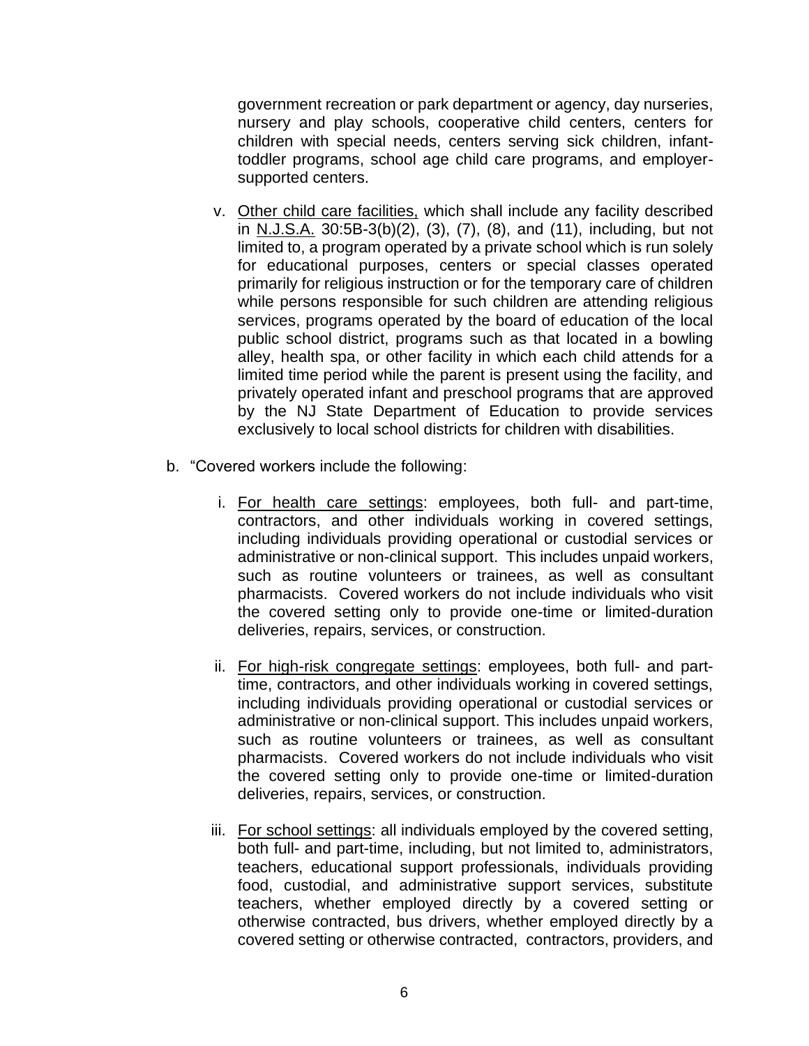government recreation or park department or agency, day nurseries, nursery and play schools, cooperative child centers, centers for children with special needs, centers serving sick children, infant-toddler programs, school age child care programs, and employer-supported centers.

   v. Other child care facilities, which shall include any facility described in N.J.S.A. 30:5B-3(b)(2), (3), (7), (8), and (11), including, but not limited to, a program operated by a private school which is run solely for educational purposes, centers or special classes operated primarily for religious instruction or for the temporary care of children while persons responsible for such children are attending religious services, programs operated by the board of education of the local public school district, programs such as that located in a bowling alley, health spa, or other facility in which each child attends for a limited time period while the parent is present using the facility, and privately operated infant and preschool programs that are approved by the NJ State Department of Education to provide services exclusively to local school districts for children with disabilities.

b. "Covered workers include the following:

   i. For health care settings: employees, both full- and part-time, contractors, and other individuals working in covered settings, including individuals providing operational or custodial services or administrative or non-clinical support. This includes unpaid workers, such as routine volunteers or trainees, as well as consultant pharmacists. Covered workers do not include individuals who visit the covered setting only to provide one-time or limited-duration deliveries, repairs, services, or construction.

   ii. For high-risk congregate settings: employees, both full- and part-time, contractors, and other individuals working in covered settings, including individuals providing operational or custodial services or administrative or non-clinical support. This includes unpaid workers, such as routine volunteers or trainees, as well as consultant pharmacists. Covered workers do not include individuals who visit the covered setting only to provide one-time or limited-duration deliveries, repairs, services, or construction.

   iii. For school settings: all individuals employed by the covered setting, both full- and part-time, including, but not limited to, administrators, teachers, educational support professionals, individuals providing food, custodial, and administrative support services, substitute teachers, whether employed directly by a covered setting or otherwise contracted, bus drivers, whether employed directly by a covered setting or otherwise contracted, contractors, providers, and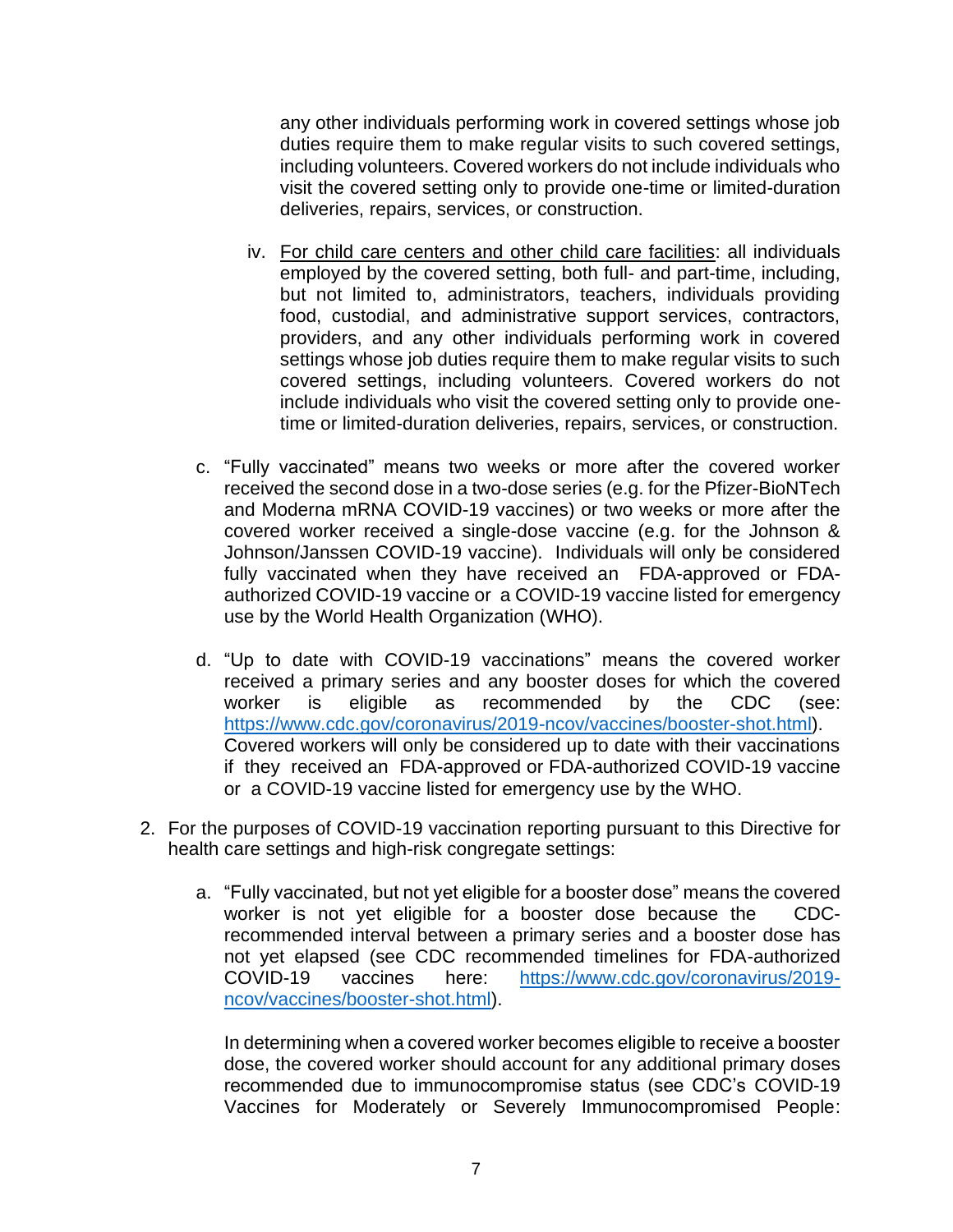any other individuals performing work in covered settings whose job duties require them to make regular visits to such covered settings, including volunteers. Covered workers do not include individuals who visit the covered setting only to provide one-time or limited-duration deliveries, repairs, services, or construction.

  iv. <u>For child care centers and other child care facilities</u>: all individuals employed by the covered setting, both full- and part-time, including, but not limited to, administrators, teachers, individuals providing food, custodial, and administrative support services, contractors, providers, and any other individuals performing work in covered settings whose job duties require them to make regular visits to such covered settings, including volunteers. Covered workers do not include individuals who visit the covered setting only to provide one-time or limited-duration deliveries, repairs, services, or construction.

c. "Fully vaccinated" means two weeks or more after the covered worker received the second dose in a two-dose series (e.g. for the Pfizer-BioNTech and Moderna mRNA COVID-19 vaccines) or two weeks or more after the covered worker received a single-dose vaccine (e.g. for the Johnson & Johnson/Janssen COVID-19 vaccine). Individuals will only be considered fully vaccinated when they have received an FDA-approved or FDA-authorized COVID-19 vaccine or a COVID-19 vaccine listed for emergency use by the World Health Organization (WHO).

d. "Up to date with COVID-19 vaccinations" means the covered worker received a primary series and any booster doses for which the covered worker is eligible as recommended by the CDC (see: [https://www.cdc.gov/coronavirus/2019-ncov/vaccines/booster-shot.html](https://www.cdc.gov/coronavirus/2019-ncov/vaccines/booster-shot.html)). Covered workers will only be considered up to date with their vaccinations if they received an FDA-approved or FDA-authorized COVID-19 vaccine or a COVID-19 vaccine listed for emergency use by the WHO.

2. For the purposes of COVID-19 vaccination reporting pursuant to this Directive for health care settings and high-risk congregate settings:

   a. "Fully vaccinated, but not yet eligible for a booster dose" means the covered worker is not yet eligible for a booster dose because the CDC-recommended interval between a primary series and a booster dose has not yet elapsed (see CDC recommended timelines for FDA-authorized COVID-19 vaccines here: [https://www.cdc.gov/coronavirus/2019-ncov/vaccines/booster-shot.html](https://www.cdc.gov/coronavirus/2019-ncov/vaccines/booster-shot.html)).

   In determining when a covered worker becomes eligible to receive a booster dose, the covered worker should account for any additional primary doses recommended due to immunocompromise status (see CDC's COVID-19 Vaccines for Moderately or Severely Immunocompromised People: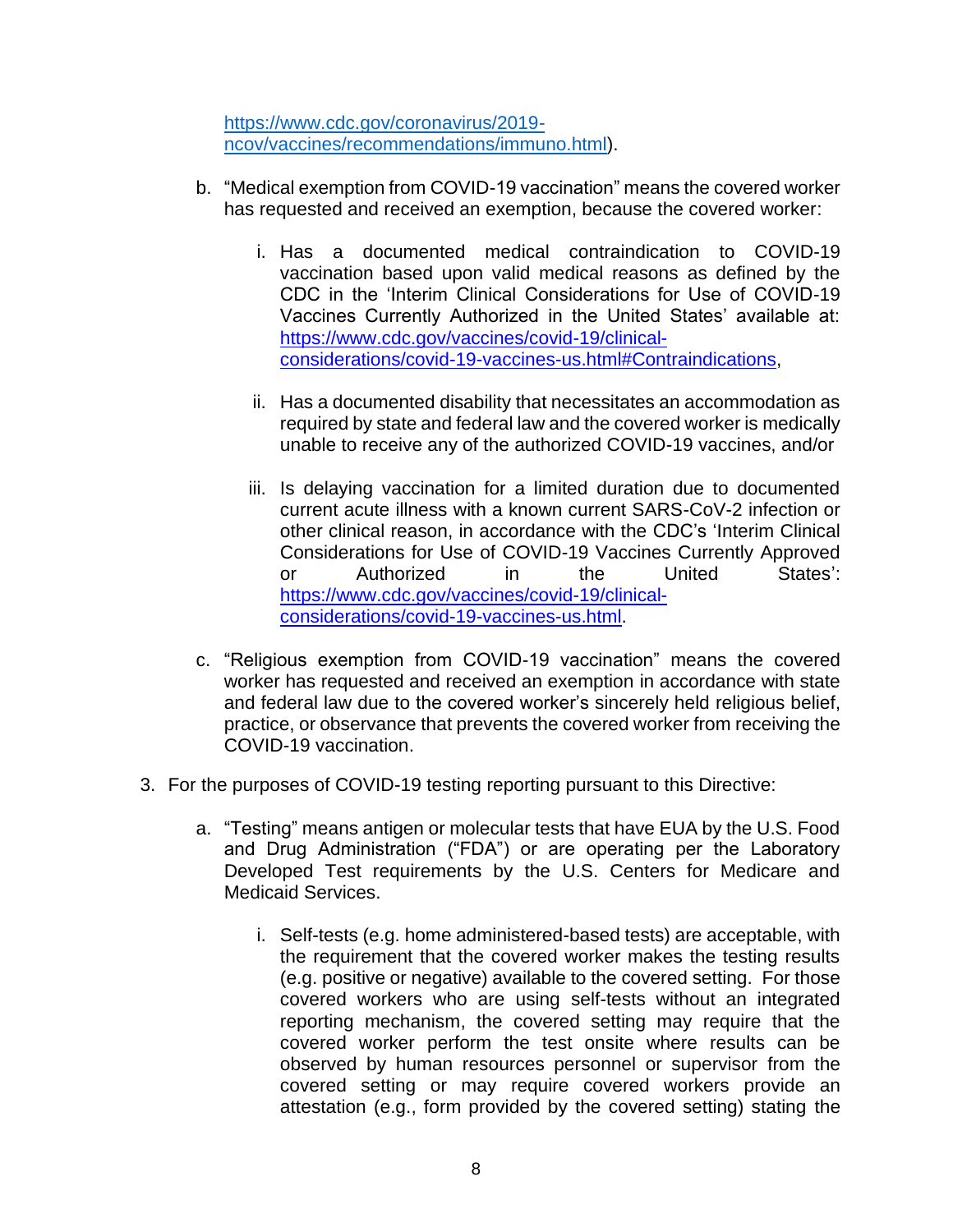https://www.cdc.gov/coronavirus/2019-ncov/vaccines/recommendations/immuno.html).

b. "Medical exemption from COVID-19 vaccination" means the covered worker has requested and received an exemption, because the covered worker:

   i. Has a documented medical contraindication to COVID-19 vaccination based upon valid medical reasons as defined by the CDC in the 'Interim Clinical Considerations for Use of COVID-19 Vaccines Currently Authorized in the United States' available at: https://www.cdc.gov/vaccines/covid-19/clinical-considerations/covid-19-vaccines-us.html#Contraindications,

   ii. Has a documented disability that necessitates an accommodation as required by state and federal law and the covered worker is medically unable to receive any of the authorized COVID-19 vaccines, and/or

   iii. Is delaying vaccination for a limited duration due to documented current acute illness with a known current SARS-CoV-2 infection or other clinical reason, in accordance with the CDC's 'Interim Clinical Considerations for Use of COVID-19 Vaccines Currently Approved or Authorized in the United States': https://www.cdc.gov/vaccines/covid-19/clinical-considerations/covid-19-vaccines-us.html.

c. "Religious exemption from COVID-19 vaccination" means the covered worker has requested and received an exemption in accordance with state and federal law due to the covered worker's sincerely held religious belief, practice, or observance that prevents the covered worker from receiving the COVID-19 vaccination.

3. For the purposes of COVID-19 testing reporting pursuant to this Directive:

   a. "Testing" means antigen or molecular tests that have EUA by the U.S. Food and Drug Administration ("FDA") or are operating per the Laboratory Developed Test requirements by the U.S. Centers for Medicare and Medicaid Services.

      i. Self-tests (e.g. home administered-based tests) are acceptable, with the requirement that the covered worker makes the testing results (e.g. positive or negative) available to the covered setting. For those covered workers who are using self-tests without an integrated reporting mechanism, the covered setting may require that the covered worker perform the test onsite where results can be observed by human resources personnel or supervisor from the covered setting or may require covered workers provide an attestation (e.g., form provided by the covered setting) stating the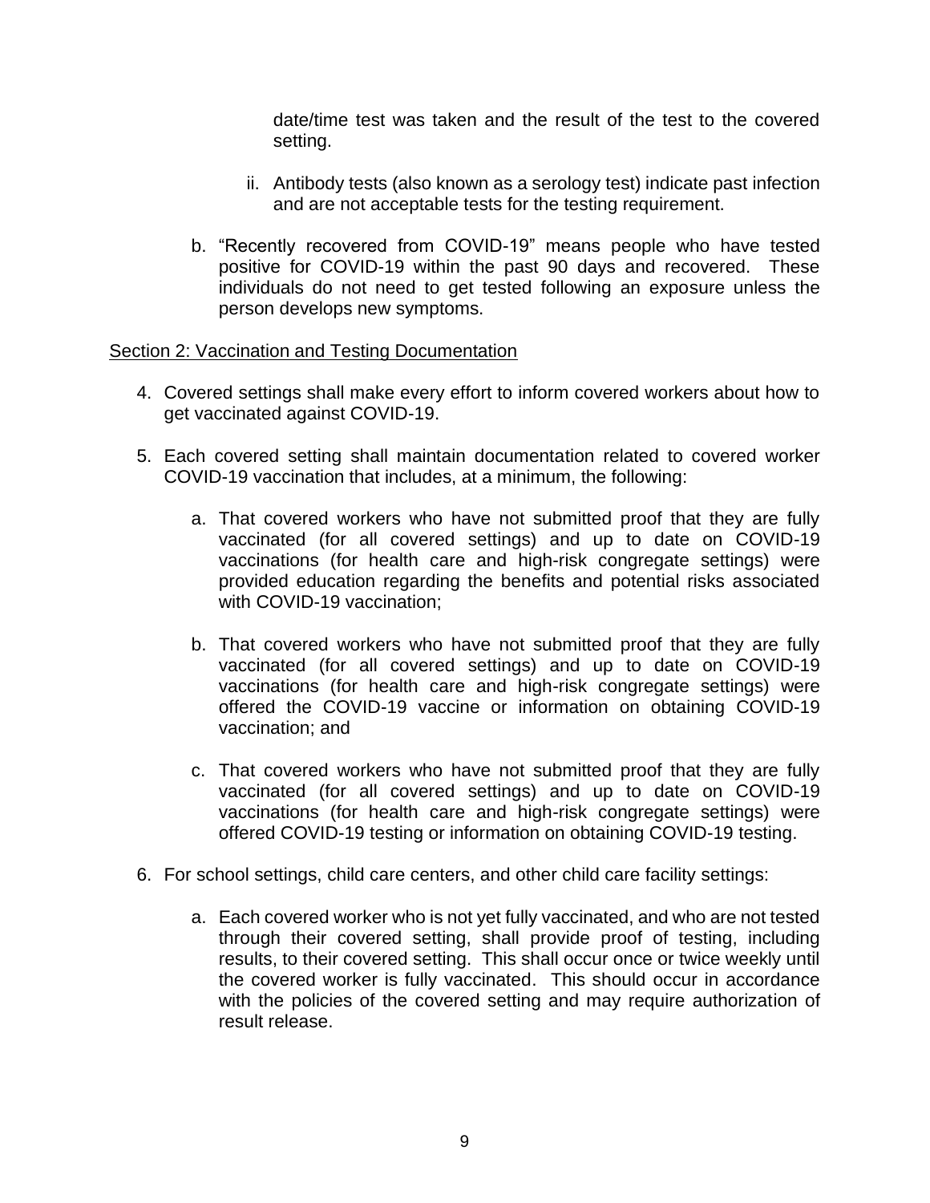date/time test was taken and the result of the test to the covered setting.

ii. Antibody tests (also known as a serology test) indicate past infection and are not acceptable tests for the testing requirement.

b. "Recently recovered from COVID-19" means people who have tested positive for COVID-19 within the past 90 days and recovered. These individuals do not need to get tested following an exposure unless the person develops new symptoms.

<u>Section 2: Vaccination and Testing Documentation</u>

4. Covered settings shall make every effort to inform covered workers about how to get vaccinated against COVID-19.

5. Each covered setting shall maintain documentation related to covered worker COVID-19 vaccination that includes, at a minimum, the following:

   a. That covered workers who have not submitted proof that they are fully vaccinated (for all covered settings) and up to date on COVID-19 vaccinations (for health care and high-risk congregate settings) were provided education regarding the benefits and potential risks associated with COVID-19 vaccination;

   b. That covered workers who have not submitted proof that they are fully vaccinated (for all covered settings) and up to date on COVID-19 vaccinations (for health care and high-risk congregate settings) were offered the COVID-19 vaccine or information on obtaining COVID-19 vaccination; and

   c. That covered workers who have not submitted proof that they are fully vaccinated (for all covered settings) and up to date on COVID-19 vaccinations (for health care and high-risk congregate settings) were offered COVID-19 testing or information on obtaining COVID-19 testing.

6. For school settings, child care centers, and other child care facility settings:

   a. Each covered worker who is not yet fully vaccinated, and who are not tested through their covered setting, shall provide proof of testing, including results, to their covered setting. This shall occur once or twice weekly until the covered worker is fully vaccinated. This should occur in accordance with the policies of the covered setting and may require authorization of result release.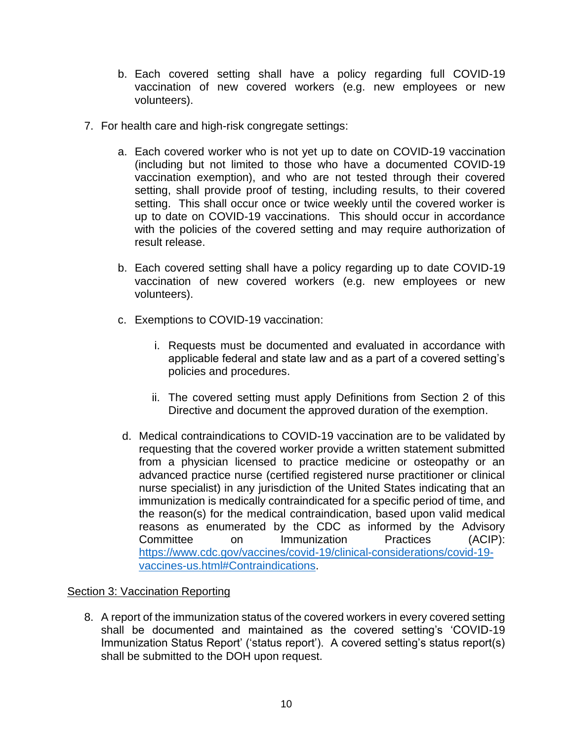b. Each covered setting shall have a policy regarding full COVID-19 vaccination of new covered workers (e.g. new employees or new volunteers).

7. For health care and high-risk congregate settings:

   a. Each covered worker who is not yet up to date on COVID-19 vaccination (including but not limited to those who have a documented COVID-19 vaccination exemption), and who are not tested through their covered setting, shall provide proof of testing, including results, to their covered setting. This shall occur once or twice weekly until the covered worker is up to date on COVID-19 vaccinations. This should occur in accordance with the policies of the covered setting and may require authorization of result release.

   b. Each covered setting shall have a policy regarding up to date COVID-19 vaccination of new covered workers (e.g. new employees or new volunteers).

   c. Exemptions to COVID-19 vaccination:

      i. Requests must be documented and evaluated in accordance with applicable federal and state law and as a part of a covered setting's policies and procedures.

      ii. The covered setting must apply Definitions from Section 2 of this Directive and document the approved duration of the exemption.

   d. Medical contraindications to COVID-19 vaccination are to be validated by requesting that the covered worker provide a written statement submitted from a physician licensed to practice medicine or osteopathy or an advanced practice nurse (certified registered nurse practitioner or clinical nurse specialist) in any jurisdiction of the United States indicating that an immunization is medically contraindicated for a specific period of time, and the reason(s) for the medical contraindication, based upon valid medical reasons as enumerated by the CDC as informed by the Advisory Committee on Immunization Practices (ACIP): [https://www.cdc.gov/vaccines/covid-19/clinical-considerations/covid-19-vaccines-us.html#Contraindications](https://www.cdc.gov/vaccines/covid-19/clinical-considerations/covid-19-vaccines-us.html#Contraindications).

<u>Section 3: Vaccination Reporting</u>

8. A report of the immunization status of the covered workers in every covered setting shall be documented and maintained as the covered setting's 'COVID-19 Immunization Status Report' ('status report'). A covered setting's status report(s) shall be submitted to the DOH upon request.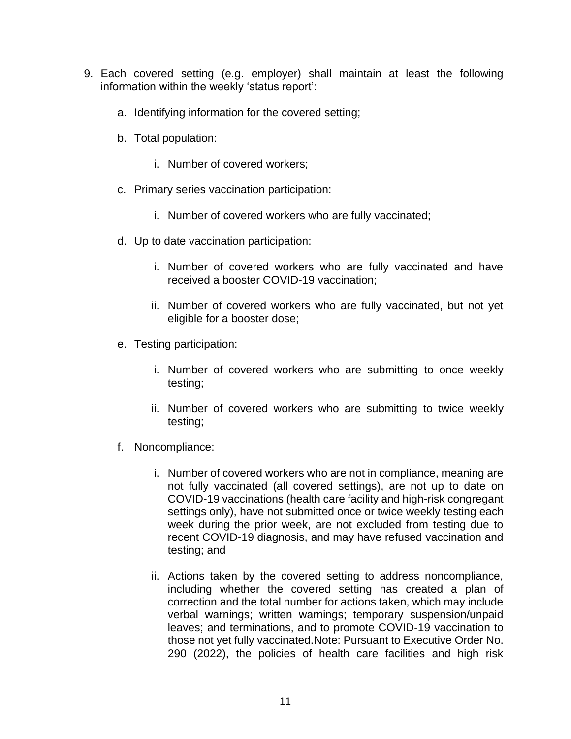9. Each covered setting (e.g. employer) shall maintain at least the following information within the weekly 'status report':

    a. Identifying information for the covered setting;

    b. Total population:

        i. Number of covered workers;

    c. Primary series vaccination participation:

        i. Number of covered workers who are fully vaccinated;

    d. Up to date vaccination participation:

        i. Number of covered workers who are fully vaccinated and have received a booster COVID-19 vaccination;

        ii. Number of covered workers who are fully vaccinated, but not yet eligible for a booster dose;

    e. Testing participation:

        i. Number of covered workers who are submitting to once weekly testing;

        ii. Number of covered workers who are submitting to twice weekly testing;

    f. Noncompliance:

        i. Number of covered workers who are not in compliance, meaning are not fully vaccinated (all covered settings), are not up to date on COVID-19 vaccinations (health care facility and high-risk congregant settings only), have not submitted once or twice weekly testing each week during the prior week, are not excluded from testing due to recent COVID-19 diagnosis, and may have refused vaccination and testing; and

        ii. Actions taken by the covered setting to address noncompliance, including whether the covered setting has created a plan of correction and the total number for actions taken, which may include verbal warnings; written warnings; temporary suspension/unpaid leaves; and terminations, and to promote COVID-19 vaccination to those not yet fully vaccinated.Note: Pursuant to Executive Order No. 290 (2022), the policies of health care facilities and high risk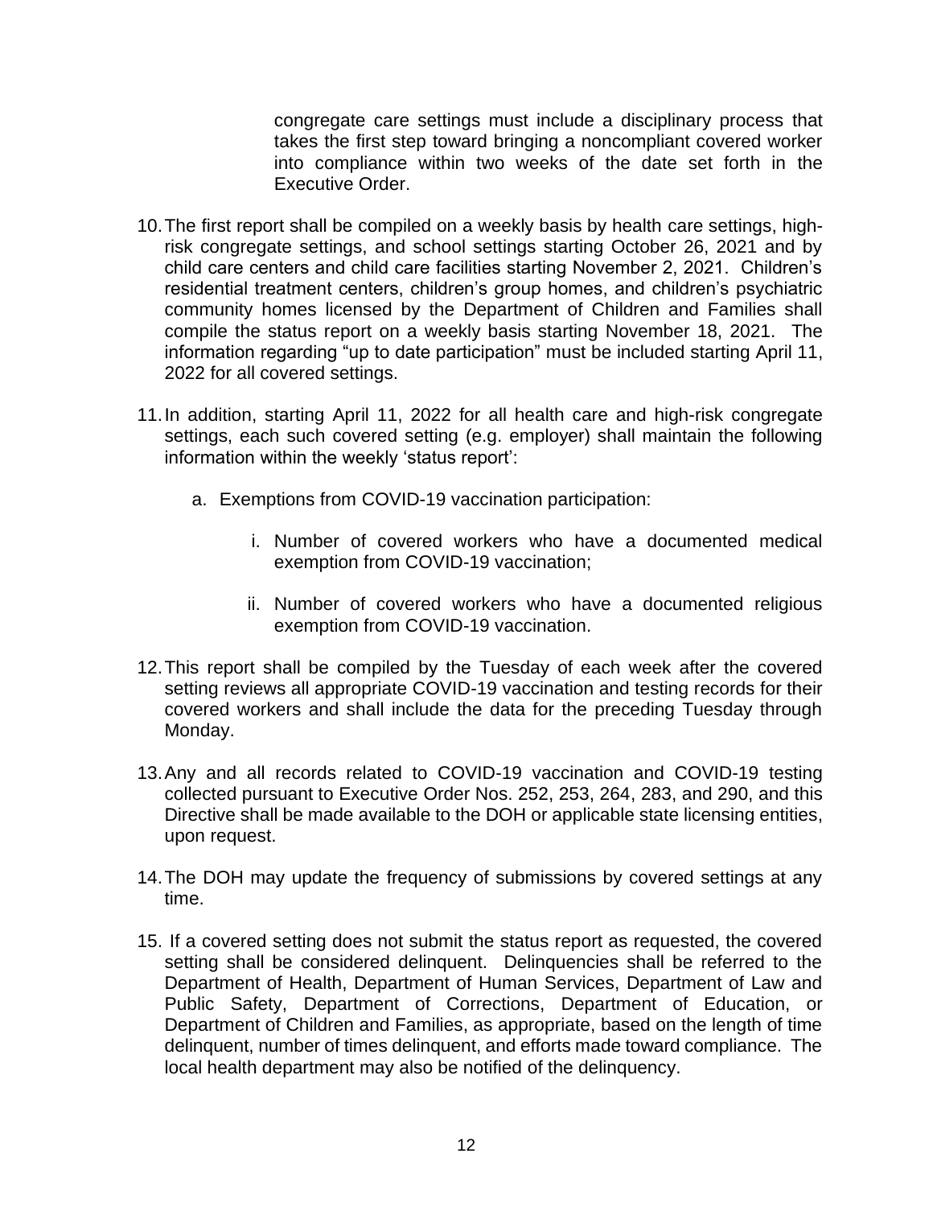congregate care settings must include a disciplinary process that takes the first step toward bringing a noncompliant covered worker into compliance within two weeks of the date set forth in the Executive Order.

10. The first report shall be compiled on a weekly basis by health care settings, high-risk congregate settings, and school settings starting October 26, 2021 and by child care centers and child care facilities starting November 2, 2021. Children's residential treatment centers, children's group homes, and children's psychiatric community homes licensed by the Department of Children and Families shall compile the status report on a weekly basis starting November 18, 2021. The information regarding "up to date participation" must be included starting April 11, 2022 for all covered settings.

11. In addition, starting April 11, 2022 for all health care and high-risk congregate settings, each such covered setting (e.g. employer) shall maintain the following information within the weekly 'status report':

    a. Exemptions from COVID-19 vaccination participation:

        i. Number of covered workers who have a documented medical exemption from COVID-19 vaccination;

        ii. Number of covered workers who have a documented religious exemption from COVID-19 vaccination.

12. This report shall be compiled by the Tuesday of each week after the covered setting reviews all appropriate COVID-19 vaccination and testing records for their covered workers and shall include the data for the preceding Tuesday through Monday.

13. Any and all records related to COVID-19 vaccination and COVID-19 testing collected pursuant to Executive Order Nos. 252, 253, 264, 283, and 290, and this Directive shall be made available to the DOH or applicable state licensing entities, upon request.

14. The DOH may update the frequency of submissions by covered settings at any time.

15. If a covered setting does not submit the status report as requested, the covered setting shall be considered delinquent. Delinquencies shall be referred to the Department of Health, Department of Human Services, Department of Law and Public Safety, Department of Corrections, Department of Education, or Department of Children and Families, as appropriate, based on the length of time delinquent, number of times delinquent, and efforts made toward compliance. The local health department may also be notified of the delinquency.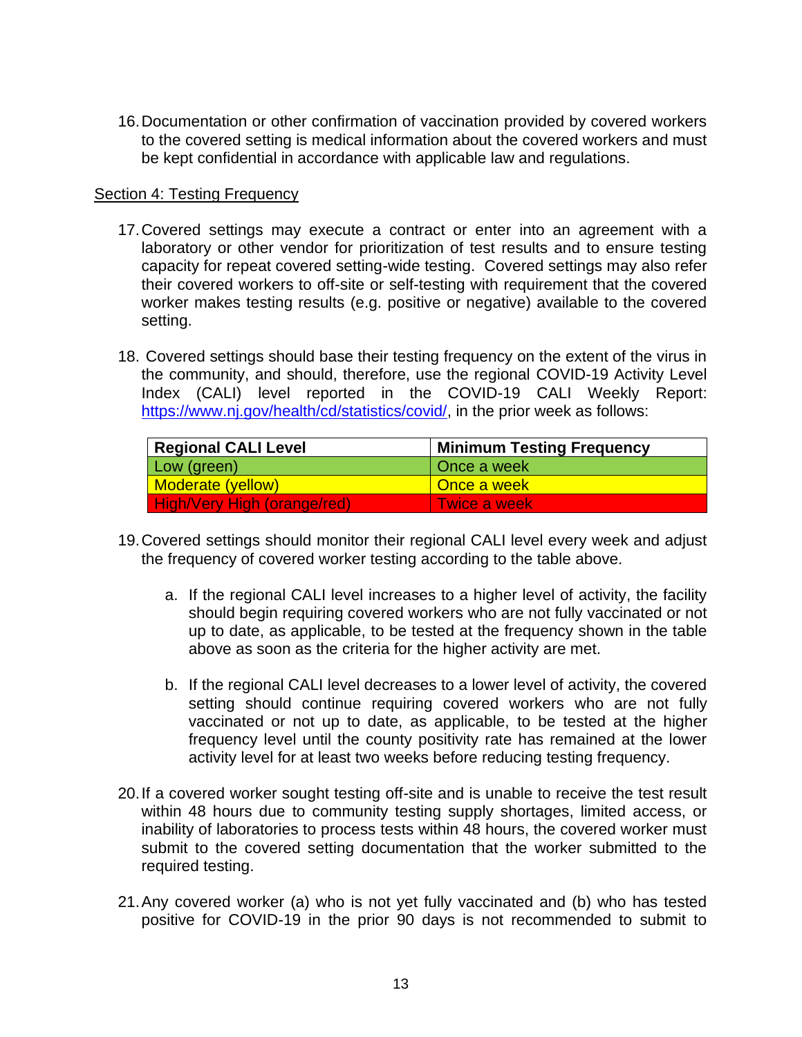16. Documentation or other confirmation of vaccination provided by covered workers to the covered setting is medical information about the covered workers and must be kept confidential in accordance with applicable law and regulations.

Section 4: Testing Frequency

17. Covered settings may execute a contract or enter into an agreement with a laboratory or other vendor for prioritization of test results and to ensure testing capacity for repeat covered setting-wide testing. Covered settings may also refer their covered workers to off-site or self-testing with requirement that the covered worker makes testing results (e.g. positive or negative) available to the covered setting.

18. Covered settings should base their testing frequency on the extent of the virus in the community, and should, therefore, use the regional COVID-19 Activity Level Index (CALI) level reported in the COVID-19 CALI Weekly Report: https://www.nj.gov/health/cd/statistics/covid/, in the prior week as follows:

| Regional CALI Level | Minimum Testing Frequency |
|---|---|
| Low (green) | Once a week |
| Moderate (yellow) | Once a week |
| High/Very High (orange/red) | Twice a week |

19. Covered settings should monitor their regional CALI level every week and adjust the frequency of covered worker testing according to the table above.

    a. If the regional CALI level increases to a higher level of activity, the facility should begin requiring covered workers who are not fully vaccinated or not up to date, as applicable, to be tested at the frequency shown in the table above as soon as the criteria for the higher activity are met.

    b. If the regional CALI level decreases to a lower level of activity, the covered setting should continue requiring covered workers who are not fully vaccinated or not up to date, as applicable, to be tested at the higher frequency level until the county positivity rate has remained at the lower activity level for at least two weeks before reducing testing frequency.

20. If a covered worker sought testing off-site and is unable to receive the test result within 48 hours due to community testing supply shortages, limited access, or inability of laboratories to process tests within 48 hours, the covered worker must submit to the covered setting documentation that the worker submitted to the required testing.

21. Any covered worker (a) who is not yet fully vaccinated and (b) who has tested positive for COVID-19 in the prior 90 days is not recommended submit to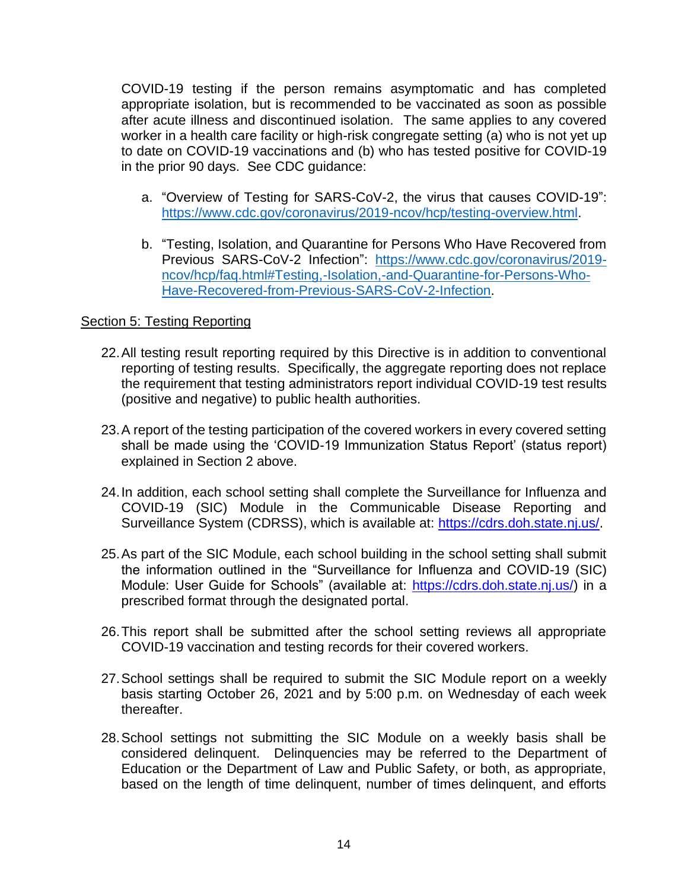COVID-19 testing if the person remains asymptomatic and has completed appropriate isolation, but is recommended to be vaccinated as soon as possible after acute illness and discontinued isolation. The same applies to any covered worker in a health care facility or high-risk congregate setting (a) who is not yet up to date on COVID-19 vaccinations and (b) who has tested positive for COVID-19 in the prior 90 days. See CDC guidance:

a. "Overview of Testing for SARS-CoV-2, the virus that causes COVID-19": [https://www.cdc.gov/coronavirus/2019-ncov/hcp/testing-overview.html](https://www.cdc.gov/coronavirus/2019-ncov/hcp/testing-overview.html).

b. "Testing, Isolation, and Quarantine for Persons Who Have Recovered from Previous SARS-CoV-2 Infection": [https://www.cdc.gov/coronavirus/2019-ncov/hcp/faq.html#Testing,-Isolation,-and-Quarantine-for-Persons-Who-Have-Recovered-from-Previous-SARS-CoV-2-Infection](https://www.cdc.gov/coronavirus/2019-ncov/hcp/faq.html#Testing,-Isolation,-and-Quarantine-for-Persons-Who-Have-Recovered-from-Previous-SARS-CoV-2-Infection).

## Section 5: Testing Reporting

22. All testing result reporting required by this Directive is in addition to conventional reporting of testing results. Specifically, the aggregate reporting does not replace the requirement that testing administrators report individual COVID-19 test results (positive and negative) to public health authorities.

23. A report of the testing participation of the covered workers in every covered setting shall be made using the 'COVID-19 Immunization Status Report' (status report) explained in Section 2 above.

24. In addition, each school setting shall complete the Surveillance for Influenza and COVID-19 (SIC) Module in the Communicable Disease Reporting and Surveillance System (CDRSS), which is available at: [https://cdrs.doh.state.nj.us/](https://cdrs.doh.state.nj.us/).

25. As part of the SIC Module, each school building in the school setting shall submit the information outlined in the "Surveillance for Influenza and COVID-19 (SIC) Module: User Guide for Schools" (available at: [https://cdrs.doh.state.nj.us/](https://cdrs.doh.state.nj.us/)) in a prescribed format through the designated portal.

26. This report shall be submitted after the school setting reviews all appropriate COVID-19 vaccination and testing records for their covered workers.

27. School settings shall be required to submit the SIC Module report on a weekly basis starting October 26, 2021 and by 5:00 p.m. on Wednesday of each week thereafter.

28. School settings not submitting the SIC Module on a weekly basis shall be considered delinquent. Delinquencies may be referred to the Department of Education or the Department of Law and Public Safety, or both, as appropriate, based on the length of time delinquent, number of times delinquent, and efforts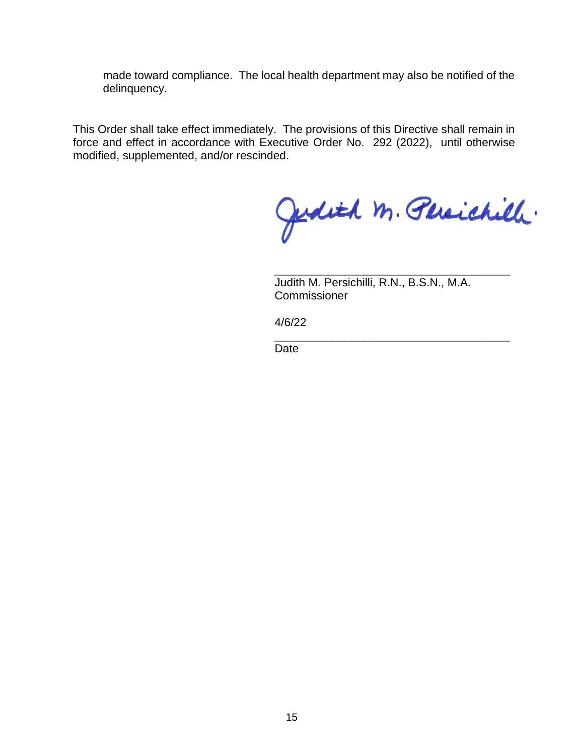made toward compliance. The local health department may also be notified of the delinquency.

This Order shall take effect immediately. The provisions of this Directive shall remain in force and effect in accordance with Executive Order No. 292 (2022), until otherwise modified, supplemented, and/or rescinded.

Judith M. Persichilli, R.N., B.S.N., M.A.
Commissioner

4/6/22

Date